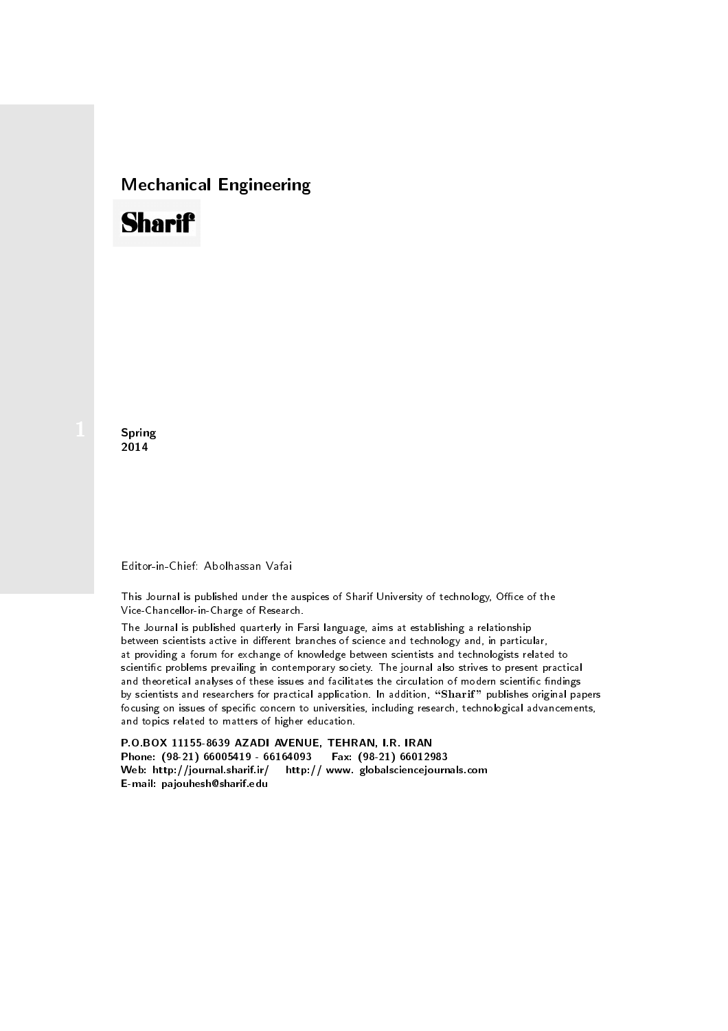# Mechanical Engineering

**Sharif**

1

**Spring**
**2014**

Editor-in-Chief: Abolhassan Vafai

This Journal is published under the auspices of Sharif University of technology, Office of the Vice-Chancellor-in-Charge of Research.

The Journal is published quarterly in Farsi language, aims at establishing a relationship between scientists active in different branches of science and technology and, in particular, at providing a forum for exchange of knowledge between scientists and technologists related to scientific problems prevailing in contemporary society. The journal also strives to present practical and theoretical analyses of these issues and facilitates the circulation of modern scientific findings by scientists and researchers for practical application. In addition, "**Sharif**" publishes original papers focusing on issues of specific concern to universities, including research, technological advancements, and topics related to matters of higher education.

**P.O.BOX 11155-8639 AZADI AVENUE, TEHRAN, I.R. IRAN**
**Phone: (98-21) 66005419 - 66164093 Fax: (98-21) 66012983**
**Web: http://journal.sharif.ir/ http:// www. globalsciencejournals.com**
**E-mail: pajouhesh@sharif.edu**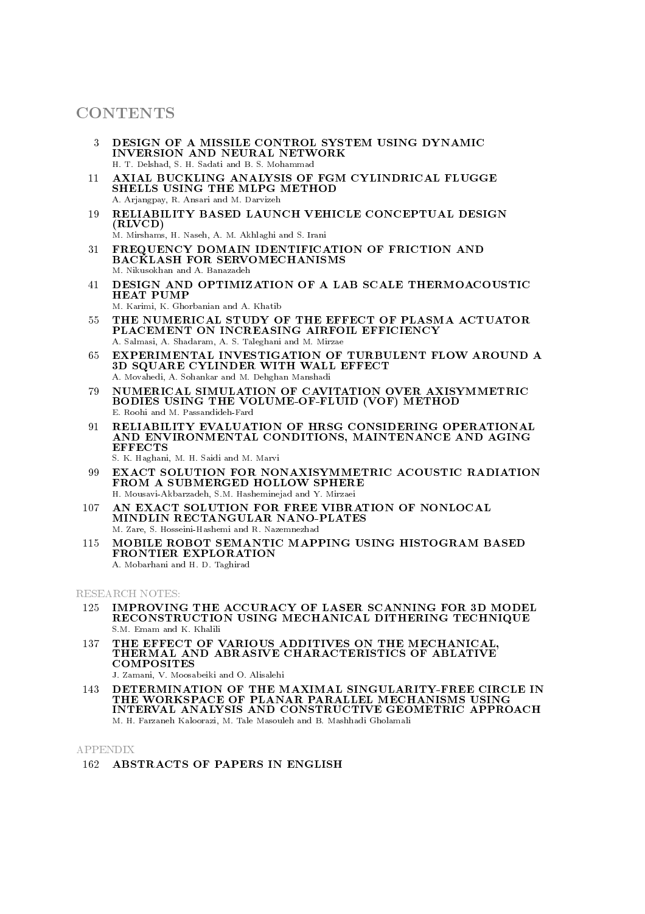# CONTENTS

3 **DESIGN OF A MISSILE CONTROL SYSTEM USING DYNAMIC INVERSION AND NEURAL NETWORK**
H. T. Delshad, S. H. Sadati and B. S. Mohammad

11 **AXIAL BUCKLING ANALYSIS OF FGM CYLINDRICAL FLUGGE SHELLS USING THE MLPG METHOD**
A. Arjangpay, R. Ansari and M. Darvizeh

19 **RELIABILITY BASED LAUNCH VEHICLE CONCEPTUAL DESIGN (RLVCD)**
M. Mirshams, H. Naseh, A. M. Akhlaghi and S. Irani

31 **FREQUENCY DOMAIN IDENTIFICATION OF FRICTION AND BACKLASH FOR SERVOMECHANISMS**
M. Nikusokhan and A. Banazadeh

41 **DESIGN AND OPTIMIZATION OF A LAB SCALE THERMOACOUSTIC HEAT PUMP**
M. Karimi, K. Ghorbanian and A. Khatib

55 **THE NUMERICAL STUDY OF THE EFFECT OF PLASMA ACTUATOR PLACEMENT ON INCREASING AIRFOIL EFFICIENCY**
A. Salmasi, A. Shadaram, A. S. Taleghani and M. Mirzae

65 **EXPERIMENTAL INVESTIGATION OF TURBULENT FLOW AROUND A 3D SQUARE CYLINDER WITH WALL EFFECT**
A. Movahedi, A. Sohankar and M. Dehghan Manshadi

79 **NUMERICAL SIMULATION OF CAVITATION OVER AXISYMMETRIC BODIES USING THE VOLUME-OF-FLUID (VOF) METHOD**
E. Roohi and M. Passandideh-Fard

91 **RELIABILITY EVALUATION OF HRSG CONSIDERING OPERATIONAL AND ENVIRONMENTAL CONDITIONS, MAINTENANCE AND AGING EFFECTS**
S. K. Haghani, M. H. Saidi and M. Marvi

99 **EXACT SOLUTION FOR NONAXISYMMETRIC ACOUSTIC RADIATION FROM A SUBMERGED HOLLOW SPHERE**
H. Mousavi-Akbarzadeh, S.M. Hasheminejad and Y. Mirzaei

107 **AN EXACT SOLUTION FOR FREE VIBRATION OF NONLOCAL MINDLIN RECTANGULAR NANO-PLATES**
M. Zare, S. Hosseini-Hashemi and R. Nazemnezhad

115 **MOBILE ROBOT SEMANTIC MAPPING USING HISTOGRAM BASED FRONTIER EXPLORATION**
A. Mobarhani and H. D. Taghirad

## RESEARCH NOTES:

125 **IMPROVING THE ACCURACY OF LASER SCANNING FOR 3D MODEL RECONSTRUCTION USING MECHANICAL DITHERING TECHNIQUE**
S.M. Emam and K. Khalili

137 **THE EFFECT OF VARIOUS ADDITIVES ON THE MECHANICAL, THERMAL AND ABRASIVE CHARACTERISTICS OF ABLATIVE COMPOSITES**
J. Zamani, V. Moosabeiki and O. Alisalehi

143 **DETERMINATION OF THE MAXIMAL SINGULARITY-FREE CIRCLE IN THE WORKSPACE OF PLANAR PARALLEL MECHANISMS USING INTERVAL ANALYSIS AND CONSTRUCTIVE GEOMETRIC APPROACH**
M. H. Farzaneh Kaloorazi, M. Tale Masouleh and B. Mashhadi Gholamali

## APPENDIX

162 **ABSTRACTS OF PAPERS IN ENGLISH**